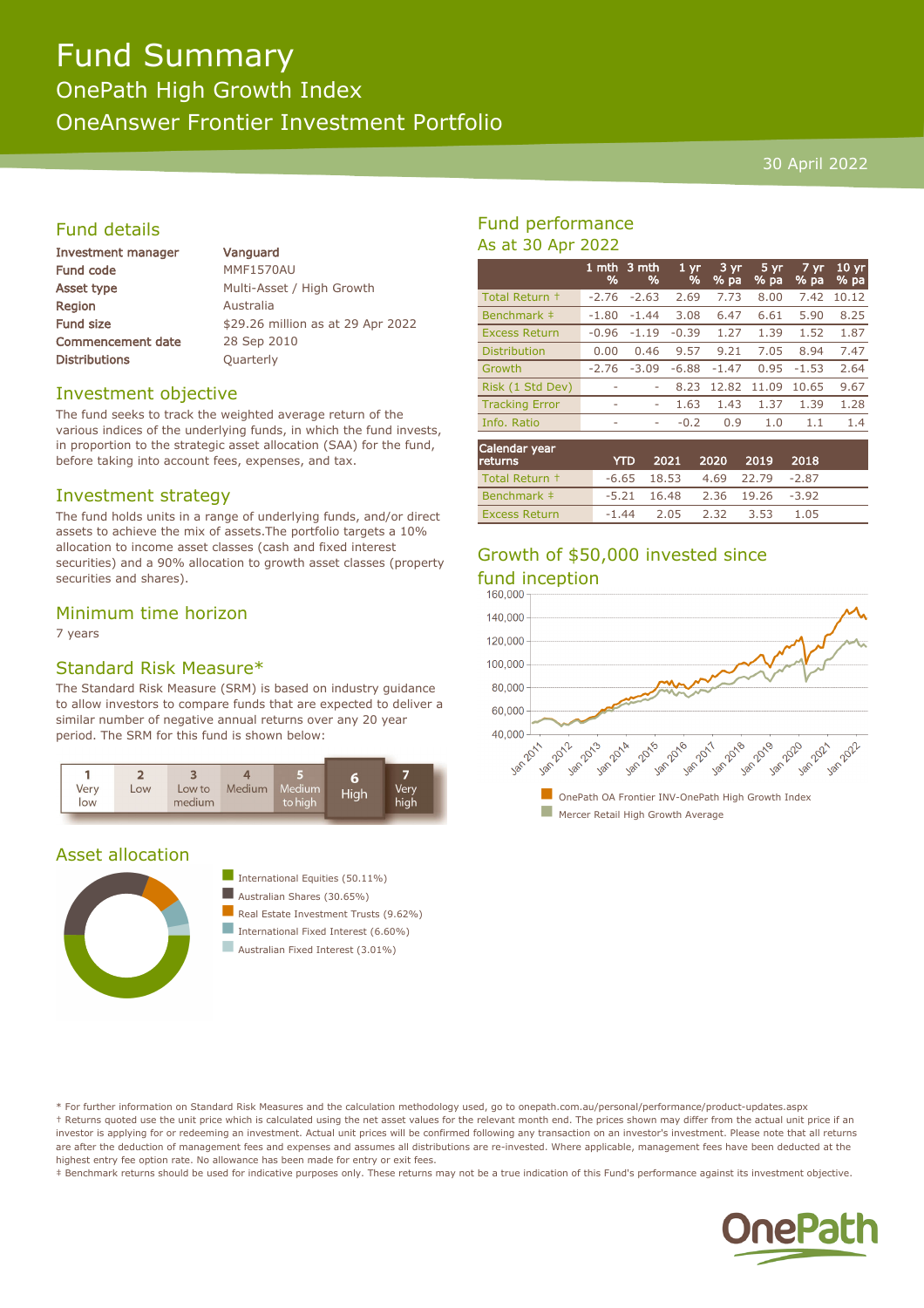# Fund Summary

## OnePath High Growth Index

## OneAnswer Frontier Investment Portfolio

30 April 2022

## Fund details

| | |
|---|---|
| Investment manager | Vanguard |
| Fund code | MMF1570AU |
| Asset type | Multi-Asset / High Growth |
| Region | Australia |
| Fund size | $29.26 million as at 29 Apr 2022 |
| Commencement date | 28 Sep 2010 |
| Distributions | Quarterly |

## Investment objective

The fund seeks to track the weighted average return of the various indices of the underlying funds, in which the fund invests, in proportion to the strategic asset allocation (SAA) for the fund, before taking into account fees, expenses, and tax.

## Investment strategy

The fund holds units in a range of underlying funds, and/or direct assets to achieve the mix of assets.The portfolio targets a 10% allocation to income asset classes (cash and fixed interest securities) and a 90% allocation to growth asset classes (property securities and shares).

## Minimum time horizon

7 years

## Standard Risk Measure*

The Standard Risk Measure (SRM) is based on industry guidance to allow investors to compare funds that are expected to deliver a similar number of negative annual returns over any 20 year period. The SRM for this fund is shown below:

| 1 Very low | 2 Low | 3 Low to medium | 4 Medium | 5 Medium to high | **6 High** | 7 Very high |
|---|---|---|---|---|---|---|

## Asset allocation

- International Equities (50.11%)
- Australian Shares (30.65%)
- Real Estate Investment Trusts (9.62%)
- International Fixed Interest (6.60%)
- Australian Fixed Interest (3.01%)

## Fund performance

As at 30 Apr 2022

| | 1 mth % | 3 mth % | 1 yr % | 3 yr % pa | 5 yr % pa | 7 yr % pa | 10 yr % pa |
|---|---|---|---|---|---|---|---|
| Total Return † | -2.76 | -2.63 | 2.69 | 7.73 | 8.00 | 7.42 | 10.12 |
| Benchmark ‡ | -1.80 | -1.44 | 3.08 | 6.47 | 6.61 | 5.90 | 8.25 |
| Excess Return | -0.96 | -1.19 | -0.39 | 1.27 | 1.39 | 1.52 | 1.87 |
| Distribution | 0.00 | 0.46 | 9.57 | 9.21 | 7.05 | 8.94 | 7.47 |
| Growth | -2.76 | -3.09 | -6.88 | -1.47 | 0.95 | -1.53 | 2.64 |
| Risk (1 Std Dev) | - | - | 8.23 | 12.82 | 11.09 | 10.65 | 9.67 |
| Tracking Error | - | - | 1.63 | 1.43 | 1.37 | 1.39 | 1.28 |
| Info. Ratio | - | - | -0.2 | 0.9 | 1.0 | 1.1 | 1.4 |

| Calendar year returns | YTD | 2021 | 2020 | 2019 | 2018 |
|---|---|---|---|---|---|
| Total Return † | -6.65 | 18.53 | 4.69 | 22.79 | -2.87 |
| Benchmark ‡ | -5.21 | 16.48 | 2.36 | 19.26 | -3.92 |
| Excess Return | -1.44 | 2.05 | 2.32 | 3.53 | 1.05 |

## Growth of $50,000 invested since fund inception

- OnePath OA Frontier INV-OnePath High Growth Index
- Mercer Retail High Growth Average

\* For further information on Standard Risk Measures and the calculation methodology used, go to onepath.com.au/personal/performance/product-updates.aspx

† Returns quoted use the unit price which is calculated using the net asset values for the relevant month end. The prices shown may differ from the actual unit price if an investor is applying for or redeeming an investment. Actual unit prices will be confirmed following any transaction on an investor's investment. Please note that all returns are after the deduction of management fees and expenses and assumes all distributions are re-invested. Where applicable, management fees have been deducted at the highest entry fee option rate. No allowance has been made for entry or exit fees.

‡ Benchmark returns should be used for indicative purposes only. These returns may not be a true indication of this Fund's performance against its investment objective.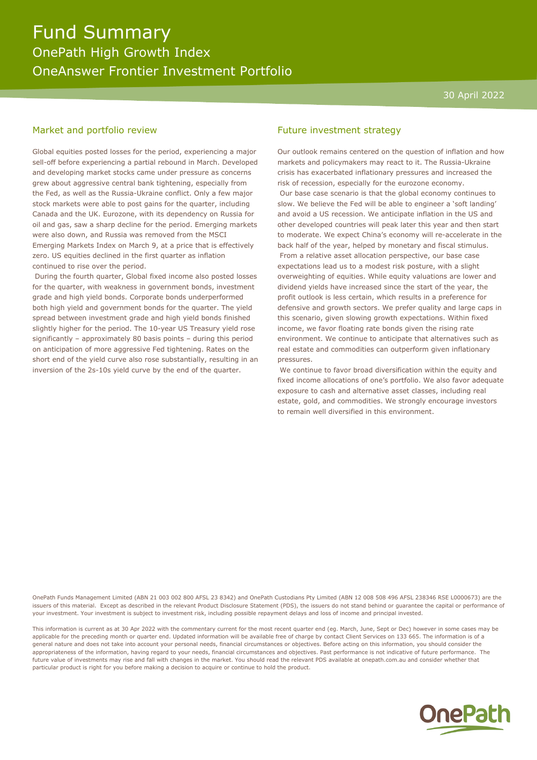# Fund Summary

## OnePath High Growth Index

## OneAnswer Frontier Investment Portfolio

30 April 2022

### Market and portfolio review

Global equities posted losses for the period, experiencing a major sell-off before experiencing a partial rebound in March. Developed and developing market stocks came under pressure as concerns grew about aggressive central bank tightening, especially from the Fed, as well as the Russia-Ukraine conflict. Only a few major stock markets were able to post gains for the quarter, including Canada and the UK. Eurozone, with its dependency on Russia for oil and gas, saw a sharp decline for the period. Emerging markets were also down, and Russia was removed from the MSCI Emerging Markets Index on March 9, at a price that is effectively zero. US equities declined in the first quarter as inflation continued to rise over the period.

During the fourth quarter, Global fixed income also posted losses for the quarter, with weakness in government bonds, investment grade and high yield bonds. Corporate bonds underperformed both high yield and government bonds for the quarter. The yield spread between investment grade and high yield bonds finished slightly higher for the period. The 10-year US Treasury yield rose significantly – approximately 80 basis points – during this period on anticipation of more aggressive Fed tightening. Rates on the short end of the yield curve also rose substantially, resulting in an inversion of the 2s-10s yield curve by the end of the quarter.

### Future investment strategy

Our outlook remains centered on the question of inflation and how markets and policymakers may react to it. The Russia-Ukraine crisis has exacerbated inflationary pressures and increased the risk of recession, especially for the eurozone economy.

Our base case scenario is that the global economy continues to slow. We believe the Fed will be able to engineer a 'soft landing' and avoid a US recession. We anticipate inflation in the US and other developed countries will peak later this year and then start to moderate. We expect China's economy will re-accelerate in the back half of the year, helped by monetary and fiscal stimulus.

From a relative asset allocation perspective, our base case expectations lead us to a modest risk posture, with a slight overweighting of equities. While equity valuations are lower and dividend yields have increased since the start of the year, the profit outlook is less certain, which results in a preference for defensive and growth sectors. We prefer quality and large caps in this scenario, given slowing growth expectations. Within fixed income, we favor floating rate bonds given the rising rate environment. We continue to anticipate that alternatives such as real estate and commodities can outperform given inflationary pressures.

We continue to favor broad diversification within the equity and fixed income allocations of one's portfolio. We also favor adequate exposure to cash and alternative asset classes, including real estate, gold, and commodities. We strongly encourage investors to remain well diversified in this environment.

OnePath Funds Management Limited (ABN 21 003 002 800 AFSL 23 8342) and OnePath Custodians Pty Limited (ABN 12 008 508 496 AFSL 238346 RSE L0000673) are the issuers of this material. Except as described in the relevant Product Disclosure Statement (PDS), the issuers do not stand behind or guarantee the capital or performance of your investment. Your investment is subject to investment risk, including possible repayment delays and loss of income and principal invested.

This information is current as at 30 Apr 2022 with the commentary current for the most recent quarter end (eg. March, June, Sept or Dec) however in some cases may be applicable for the preceding month or quarter end. Updated information will be available free of charge by contact Client Services on 133 665. The information is of a general nature and does not take into account your personal needs, financial circumstances or objectives. Before acting on this information, you should consider the appropriateness of the information, having regard to your needs, financial circumstances and objectives. Past performance is not indicative of future performance. The future value of investments may rise and fall with changes in the market. You should read the relevant PDS available at onepath.com.au and consider whether that particular product is right for you before making a decision to acquire or continue to hold the product.

OnePath